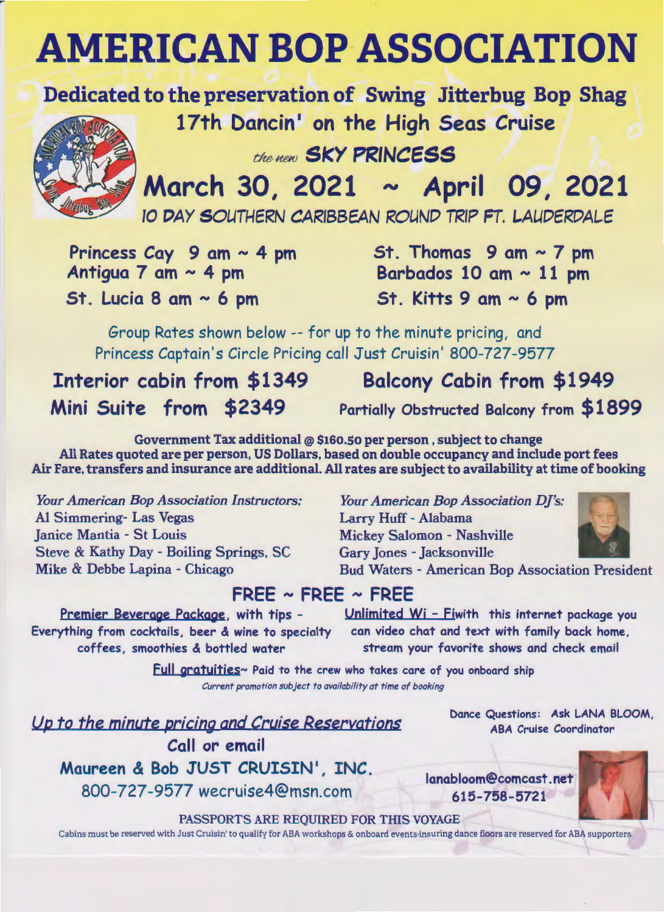# AMERICAN BOP ASSOCIATION

## Dedicated to the preservation of Swing Jitterbug Bop Shag

### 17th Dancin' on the High Seas Cruise

### *the new* SKY PRINCESS

## March 30, 2021 ~ April 09, 2021

*10 DAY SOUTHERN CARIBBEAN ROUND TRIP FT. LAUDERDALE*

**Princess Cay 9 am ~ 4 pm**
**Antigua 7 am ~ 4 pm**
**St. Lucia 8 am ~ 6 pm**
**St. Thomas 9 am ~ 7 pm**
**Barbados 10 am ~ 11 pm**
**St. Kitts 9 am ~ 6 pm**

Group Rates shown below -- for up to the minute pricing, and Princess Captain's Circle Pricing call Just Cruisin' 800-727-9577

**Interior cabin from $1349**
**Balcony Cabin from $1949**
**Mini Suite from $2349**
**Partially Obstructed Balcony from $1899**

**Government Tax additional @ $160.50 per person, subject to change**
**All Rates quoted are per person, US Dollars, based on double occupancy and include port fees**
**Air Fare, transfers and insurance are additional. All rates are subject to availability at time of booking**

*Your American Bop Association Instructors:*
Al Simmering- Las Vegas
Janice Mantia - St Louis
Steve & Kathy Day - Boiling Springs, SC
Mike & Debbe Lapina - Chicago

*Your American Bop Association DJ's:*
Larry Huff - Alabama
Mickey Salomon - Nashville
Gary Jones - Jacksonville
Bud Waters - American Bop Association President

## FREE ~ FREE ~ FREE

**Premier Beverage Package**, with tips - Everything from cocktails, beer & wine to specialty coffees, smoothies & bottled water

**Unlimited Wi - Fi** with this internet package you can video chat and text with family back home, stream your favorite shows and check email

**Full gratuities**~ Paid to the crew who takes care of you onboard ship

*Current promotion subject to availability at time of booking*

## Up to the minute pricing and Cruise Reservations

**Call or email**
**Maureen & Bob JUST CRUISIN', INC.**
800-727-9577 wecruise4@msn.com

Dance Questions: Ask LANA BLOOM, ABA Cruise Coordinator
lanabloom@comcast.net
615-758-5721

PASSPORTS ARE REQUIRED FOR THIS VOYAGE

Cabins must be reserved with Just Cruisin' to qualify for ABA workshops & onboard events-insuring dance floors are reserved for ABA supporters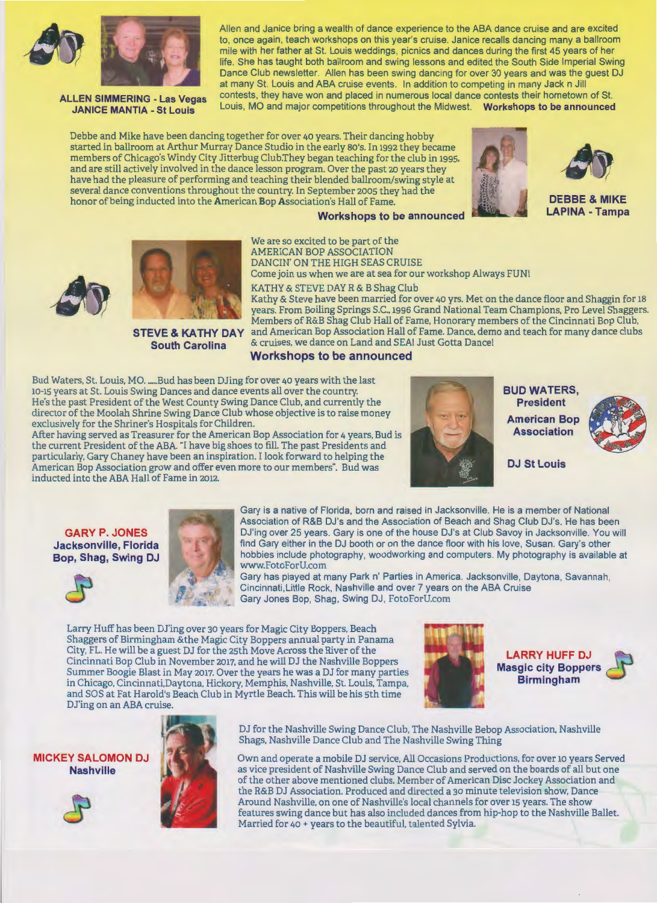**ALLEN SIMMERING - Las Vegas**
**JANICE MANTIA - St Louis**

Allen and Janice bring a wealth of dance experience to the ABA dance cruise and are excited to, once again, teach workshops on this year's cruise. Janice recalls dancing many a ballroom mile with her father at St. Louis weddings, picnics and dances during the first 45 years of her life. She has taught both ballroom and swing lessons and edited the South Side Imperial Swing Dance Club newsletter. Allen has been swing dancing for over 30 years and was the guest DJ at many St. Louis and ABA cruise events. In addition to competing in many Jack n Jill contests, they have won and placed in numerous local dance contests their hometown of St. Louis, MO and major competitions throughout the Midwest. **Workshops to be announced**

**DEBBE & MIKE LAPINA - Tampa**

Debbe and Mike have been dancing together for over 40 years. Their dancing hobby started in ballroom at Arthur Murray Dance Studio in the early 80's. In 1992 they became members of Chicago's Windy City Jitterbug Club.They began teaching for the club in 1995, and are still actively involved in the dance lesson program. Over the past 20 years they have had the pleasure of performing and teaching their blended ballroom/swing style at several dance conventions throughout the country. In September 2005 they had the honor of being inducted into the American Bop Association's Hall of Fame.

**Workshops to be announced**

**STEVE & KATHY DAY**
**South Carolina**

We are so excited to be part of the
AMERICAN BOP ASSOCIATION
DANCIN' ON THE HIGH SEAS CRUISE
Come join us when we are at sea for our workshop Always FUN!

KATHY & STEVE DAY R & B Shag Club

Kathy & Steve have been married for over 40 yrs. Met on the dance floor and Shaggin for 18 years. From Boiling Springs S.C., 1996 Grand National Team Champions, Pro Level Shaggers. Members of R&B Shag Club Hall of Fame, Honorary members of the Cincinnati Bop Club, and American Bop Association Hall of Fame. Dance, demo and teach for many dance clubs & cruises, we dance on Land and SEA! Just Gotta Dance!

**Workshops to be announced**

**BUD WATERS, President**
**American Bop Association**
**DJ St Louis**

Bud Waters, St. Louis, MO. .....Bud has been DJing for over 40 years with the last 10-15 years at St. Louis Swing Dances and dance events all over the country. He's the past President of the West County Swing Dance Club, and currently the director of the Moolah Shrine Swing Dance Club whose objective is to raise money exclusively for the Shriner's Hospitals for Children.
After having served as Treasurer for the American Bop Association for 4 years, Bud is the current President of the ABA. "I have big shoes to fill. The past Presidents and particularly, Gary Chaney have been an inspiration. I look forward to helping the American Bop Association grow and offer even more to our members". Bud was inducted into the ABA Hall of Fame in 2012.

**GARY P. JONES**
**Jacksonville, Florida**
**Bop, Shag, Swing DJ**

Gary is a native of Florida, born and raised in Jacksonville. He is a member of National Association of R&B DJ's and the Association of Beach and Shag Club DJ's. He has been DJ'ing over 25 years. Gary is one of the house DJ's at Club Savoy in Jacksonville. You will find Gary either in the DJ booth or on the dance floor with his love, Susan. Gary's other hobbies include photography, woodworking and computers. My photography is available at www.FotoForU.com
Gary has played at many Park n' Parties in America. Jacksonville, Daytona, Savannah, Cincinnati,Little Rock, Nashville and over 7 years on the ABA Cruise
Gary Jones Bop, Shag, Swing DJ, FotoForU.com

**LARRY HUFF DJ**
**Masgic city Boppers**
**Birmingham**

Larry Huff has been DJ'ing over 30 years for Magic City Boppers, Beach Shaggers of Birmingham &the Magic City Boppers annual party in Panama City, FL. He will be a guest DJ for the 25th Move Across the River of the Cincinnati Bop Club in November 2017, and he will DJ the Nashville Boppers Summer Boogie Blast in May 2017. Over the years he was a DJ for many parties in Chicago, Cincinnati,Daytona, Hickory, Memphis, Nashville, St. Louis, Tampa, and SOS at Fat Harold's Beach Club in Myrtle Beach. This will be his 5th time DJ'ing on an ABA cruise.

**MICKEY SALOMON DJ**
**Nashville**

DJ for the Nashville Swing Dance Club, The Nashville Bebop Association, Nashville Shags, Nashville Dance Club and The Nashville Swing Thing

Own and operate a mobile DJ service, All Occasions Productions, for over 10 years Served as vice president of Nashville Swing Dance Club and served on the boards of all but one of the other above mentioned clubs. Member of American Disc Jockey Association and the R&B DJ Association. Produced and directed a 30 minute television show, Dance Around Nashville, on one of Nashville's local channels for over 15 years. The show features swing dance but has also included dances from hip-hop to the Nashville Ballet. Married for 40 + years to the beautiful, talented Sylvia.